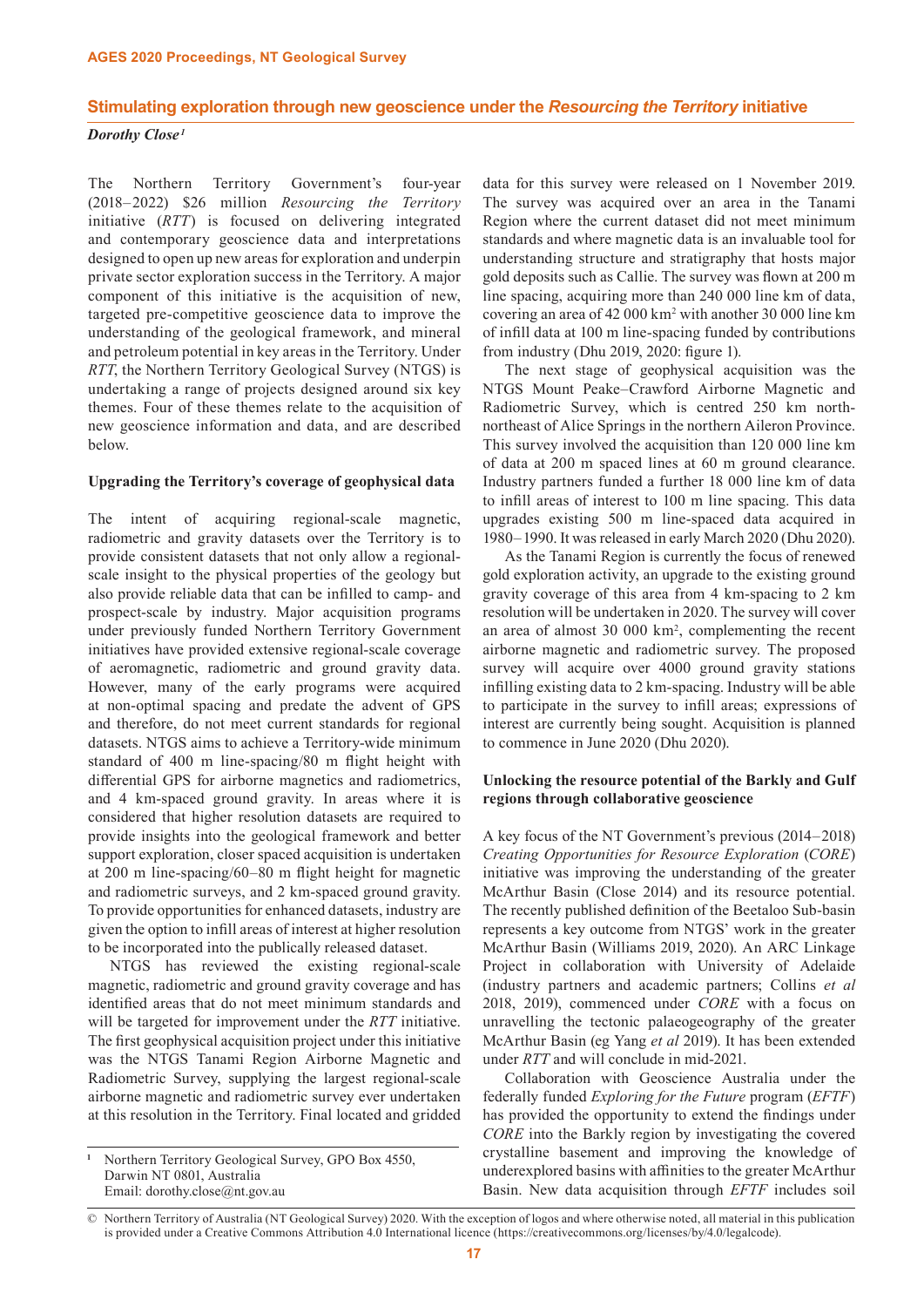## Stimulating exploration through new geoscience under the *Resourcing the Territory* initiative

***Dorothy Close*[1]**

The Northern Territory Government's four-year (2018–2022) $26 million *Resourcing the Territory* initiative (*RTT*) is focused on delivering integrated and contemporary geoscience data and interpretations designed to open up new areas for exploration and underpin private sector exploration success in the Territory. A major component of this initiative is the acquisition of new, targeted pre-competitive geoscience data to improve the understanding of the geological framework, and mineral and petroleum potential in key areas in the Territory. Under *RTT*, the Northern Territory Geological Survey (NTGS) is undertaking a range of projects designed around six key themes. Four of these themes relate to the acquisition of new geoscience information and data, and are described below.

### Upgrading the Territory's coverage of geophysical data

The intent of acquiring regional-scale magnetic, radiometric and gravity datasets over the Territory is to provide consistent datasets that not only allow a regional-scale insight to the physical properties of the geology but also provide reliable data that can be infilled to camp- and prospect-scale by industry. Major acquisition programs under previously funded Northern Territory Government initiatives have provided extensive regional-scale coverage of aeromagnetic, radiometric and ground gravity data. However, many of the early programs were acquired at non-optimal spacing and predate the advent of GPS and therefore, do not meet current standards for regional datasets. NTGS aims to achieve a Territory-wide minimum standard of 400 m line-spacing/80 m flight height with differential GPS for airborne magnetics and radiometrics, and 4 km-spaced ground gravity. In areas where it is considered that higher resolution datasets are required to provide insights into the geological framework and better support exploration, closer spaced acquisition is undertaken at 200 m line-spacing/60–80 m flight height for magnetic and radiometric surveys, and 2 km-spaced ground gravity. To provide opportunities for enhanced datasets, industry are given the option to infill areas of interest at higher resolution to be incorporated into the publically released dataset.

NTGS has reviewed the existing regional-scale magnetic, radiometric and ground gravity coverage and has identified areas that do not meet minimum standards and will be targeted for improvement under the *RTT* initiative. The first geophysical acquisition project under this initiative was the NTGS Tanami Region Airborne Magnetic and Radiometric Survey, supplying the largest regional-scale airborne magnetic and radiometric survey ever undertaken at this resolution in the Territory. Final located and gridded data for this survey were released on 1 November 2019. The survey was acquired over an area in the Tanami Region where the current dataset did not meet minimum standards and where magnetic data is an invaluable tool for understanding structure and stratigraphy that hosts major gold deposits such as Callie. The survey was flown at 200 m line spacing, acquiring more than 240 000 line km of data, covering an area of 42 000 km$^2$ with another 30 000 line km of infill data at 100 m line-spacing funded by contributions from industry (Dhu 2019, 2020: figure 1).

The next stage of geophysical acquisition was the NTGS Mount Peake–Crawford Airborne Magnetic and Radiometric Survey, which is centred 250 km north-northeast of Alice Springs in the northern Aileron Province. This survey involved the acquisition than 120 000 line km of data at 200 m spaced lines at 60 m ground clearance. Industry partners funded a further 18 000 line km of data to infill areas of interest to 100 m line spacing. This data upgrades existing 500 m line-spaced data acquired in 1980–1990. It was released in early March 2020 (Dhu 2020).

As the Tanami Region is currently the focus of renewed gold exploration activity, an upgrade to the existing ground gravity coverage of this area from 4 km-spacing to 2 km resolution will be undertaken in 2020. The survey will cover an area of almost 30 000 km$^2$, complementing the recent airborne magnetic and radiometric survey. The proposed survey will acquire over 4000 ground gravity stations infilling existing data to 2 km-spacing. Industry will be able to participate in the survey to infill areas; expressions of interest are currently being sought. Acquisition is planned to commence in June 2020 (Dhu 2020).

### Unlocking the resource potential of the Barkly and Gulf regions through collaborative geoscience

A key focus of the NT Government's previous (2014–2018) *Creating Opportunities for Resource Exploration* (*CORE*) initiative was improving the understanding of the greater McArthur Basin (Close 2014) and its resource potential. The recently published definition of the Beetaloo Sub-basin represents a key outcome from NTGS' work in the greater McArthur Basin (Williams 2019, 2020). An ARC Linkage Project in collaboration with University of Adelaide (industry partners and academic partners; Collins *et al* 2018, 2019), commenced under *CORE* with a focus on unravelling the tectonic palaeogeography of the greater McArthur Basin (eg Yang *et al* 2019). It has been extended under *RTT* and will conclude in mid-2021.

Collaboration with Geoscience Australia under the federally funded *Exploring for the Future* program (*EFTF*) has provided the opportunity to extend the findings under *CORE* into the Barkly region by investigating the covered crystalline basement and improving the knowledge of underexplored basins with affinities to the greater McArthur Basin. New data acquisition through *EFTF* includes soil

---

[1] Northern Territory Geological Survey, GPO Box 4550, Darwin NT 0801, Australia
Email: dorothy.close@nt.gov.au

© Northern Territory of Australia (NT Geological Survey) 2020. With the exception of logos and where otherwise noted, all material in this publication is provided under a Creative Commons Attribution 4.0 International licence (https://creativecommons.org/licenses/by/4.0/legalcode).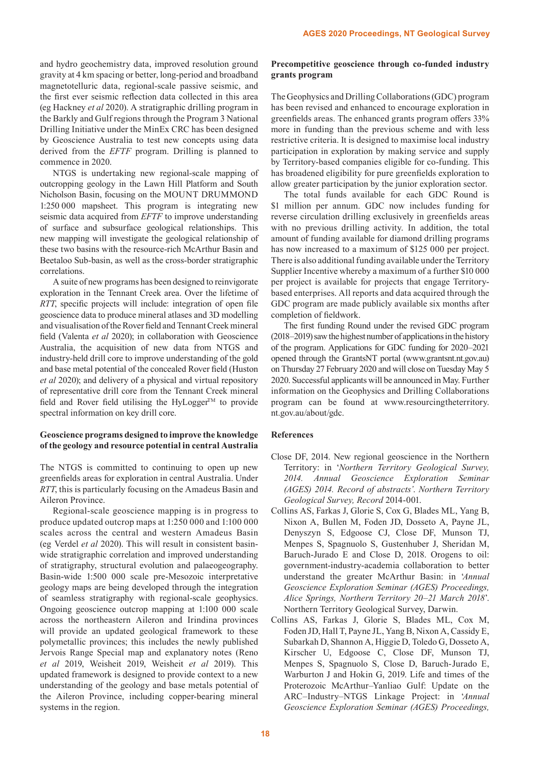and hydro geochemistry data, improved resolution ground gravity at 4 km spacing or better, long-period and broadband magnetotelluric data, regional-scale passive seismic, and the first ever seismic reflection data collected in this area (eg Hackney *et al* 2020). A stratigraphic drilling program in the Barkly and Gulf regions through the Program 3 National Drilling Initiative under the MinEx CRC has been designed by Geoscience Australia to test new concepts using data derived from the *EFTF* program. Drilling is planned to commence in 2020.

NTGS is undertaking new regional-scale mapping of outcropping geology in the Lawn Hill Platform and South Nicholson Basin, focusing on the MOUNT DRUMMOND 1:250 000 mapsheet. This program is integrating new seismic data acquired from *EFTF* to improve understanding of surface and subsurface geological relationships. This new mapping will investigate the geological relationship of these two basins with the resource-rich McArthur Basin and Beetaloo Sub-basin, as well as the cross-border stratigraphic correlations.

A suite of new programs has been designed to reinvigorate exploration in the Tennant Creek area. Over the lifetime of *RTT*, specific projects will include: integration of open file geoscience data to produce mineral atlases and 3D modelling and visualisation of the Rover field and Tennant Creek mineral field (Valenta *et al* 2020); in collaboration with Geoscience Australia, the acquisition of new data from NTGS and industry-held drill core to improve understanding of the gold and base metal potential of the concealed Rover field (Huston *et al* 2020); and delivery of a physical and virtual repository of representative drill core from the Tennant Creek mineral field and Rover field utilising the HyLogger™ to provide spectral information on key drill core.

## Geoscience programs designed to improve the knowledge of the geology and resource potential in central Australia

The NTGS is committed to continuing to open up new greenfields areas for exploration in central Australia. Under *RTT*, this is particularly focusing on the Amadeus Basin and Aileron Province.

Regional-scale geoscience mapping is in progress to produce updated outcrop maps at 1:250 000 and 1:100 000 scales across the central and western Amadeus Basin (eg Verdel *et al* 2020). This will result in consistent basin-wide stratigraphic correlation and improved understanding of stratigraphy, structural evolution and palaeogeography. Basin-wide 1:500 000 scale pre-Mesozoic interpretative geology maps are being developed through the integration of seamless stratigraphy with regional-scale geophysics. Ongoing geoscience outcrop mapping at 1:100 000 scale across the northeastern Aileron and Irindina provinces will provide an updated geological framework to these polymetallic provinces; this includes the newly published Jervois Range Special map and explanatory notes (Reno *et al* 2019, Weisheit 2019, Weisheit *et al* 2019). This updated framework is designed to provide context to a new understanding of the geology and base metals potential of the Aileron Province, including copper-bearing mineral systems in the region.

## Precompetitive geoscience through co-funded industry grants program

The Geophysics and Drilling Collaborations (GDC) program has been revised and enhanced to encourage exploration in greenfields areas. The enhanced grants program offers 33% more in funding than the previous scheme and with less restrictive criteria. It is designed to maximise local industry participation in exploration by making service and supply by Territory-based companies eligible for co-funding. This has broadened eligibility for pure greenfields exploration to allow greater participation by the junior exploration sector.

The total funds available for each GDC Round is $1 million per annum. GDC now includes funding for reverse circulation drilling exclusively in greenfields areas with no previous drilling activity. In addition, the total amount of funding available for diamond drilling programs has now increased to a maximum of $125 000 per project. There is also additional funding available under the Territory Supplier Incentive whereby a maximum of a further $10 000 per project is available for projects that engage Territory-based enterprises. All reports and data acquired through the GDC program are made publicly available six months after completion of fieldwork.

The first funding Round under the revised GDC program (2018–2019) saw the highest number of applications in the history of the program. Applications for GDC funding for 2020–2021 opened through the GrantsNT portal (www.grantsnt.nt.gov.au) on Thursday 27 February 2020 and will close on Tuesday May 5 2020. Successful applicants will be announced in May. Further information on the Geophysics and Drilling Collaborations program can be found at www.resourcingtheterritory.nt.gov.au/about/gdc.

## References

Close DF, 2014. New regional geoscience in the Northern Territory: in '*Northern Territory Geological Survey, 2014. Annual Geoscience Exploration Seminar (AGES) 2014. Record of abstracts'. Northern Territory Geological Survey, Record* 2014-001.

Collins AS, Farkas J, Glorie S, Cox G, Blades ML, Yang B, Nixon A, Bullen M, Foden JD, Dosseto A, Payne JL, Denyszyn S, Edgoose CJ, Close DF, Munson TJ, Menpes S, Spagnuolo S, Gustenhuber J, Sheridan M, Baruch-Jurado E and Close D, 2018. Orogens to oil: government-industry-academia collaboration to better understand the greater McArthur Basin: in '*Annual Geoscience Exploration Seminar (AGES) Proceedings, Alice Springs, Northern Territory 20–21 March 2018*'. Northern Territory Geological Survey, Darwin.

Collins AS, Farkas J, Glorie S, Blades ML, Cox M, Foden JD, Hall T, Payne JL, Yang B, Nixon A, Cassidy E, Subarkah D, Shannon A, Higgie D, Toledo G, Dosseto A, Kirscher U, Edgoose C, Close DF, Munson TJ, Menpes S, Spagnuolo S, Close D, Baruch-Jurado E, Warburton J and Hokin G, 2019. Life and times of the Proterozoic McArthur–Yanliao Gulf: Update on the ARC–Industry–NTGS Linkage Project: in '*Annual Geoscience Exploration Seminar (AGES) Proceedings,*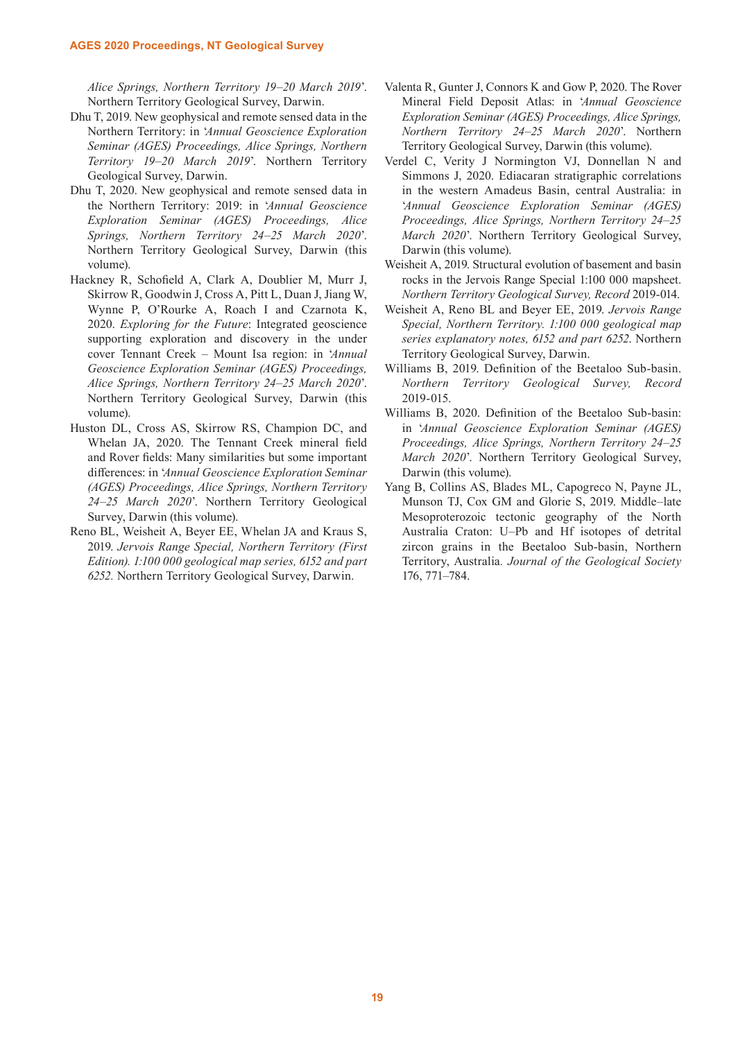*Alice Springs, Northern Territory 19–20 March 2019*'. Northern Territory Geological Survey, Darwin.

Dhu T, 2019. New geophysical and remote sensed data in the Northern Territory: in '*Annual Geoscience Exploration Seminar (AGES) Proceedings, Alice Springs, Northern Territory 19–20 March 2019*'. Northern Territory Geological Survey, Darwin.

Dhu T, 2020. New geophysical and remote sensed data in the Northern Territory: 2019: in '*Annual Geoscience Exploration Seminar (AGES) Proceedings, Alice Springs, Northern Territory 24–25 March 2020*'. Northern Territory Geological Survey, Darwin (this volume).

Hackney R, Schofield A, Clark A, Doublier M, Murr J, Skirrow R, Goodwin J, Cross A, Pitt L, Duan J, Jiang W, Wynne P, O'Rourke A, Roach I and Czarnota K, 2020. *Exploring for the Future*: Integrated geoscience supporting exploration and discovery in the under cover Tennant Creek – Mount Isa region: in '*Annual Geoscience Exploration Seminar (AGES) Proceedings, Alice Springs, Northern Territory 24–25 March 2020*'. Northern Territory Geological Survey, Darwin (this volume).

Huston DL, Cross AS, Skirrow RS, Champion DC, and Whelan JA, 2020. The Tennant Creek mineral field and Rover fields: Many similarities but some important differences: in '*Annual Geoscience Exploration Seminar (AGES) Proceedings, Alice Springs, Northern Territory 24–25 March 2020*'. Northern Territory Geological Survey, Darwin (this volume).

Reno BL, Weisheit A, Beyer EE, Whelan JA and Kraus S, 2019. *Jervois Range Special, Northern Territory (First Edition). 1:100 000 geological map series, 6152 and part 6252.* Northern Territory Geological Survey, Darwin.

Valenta R, Gunter J, Connors K and Gow P, 2020. The Rover Mineral Field Deposit Atlas: in '*Annual Geoscience Exploration Seminar (AGES) Proceedings, Alice Springs, Northern Territory 24–25 March 2020*'. Northern Territory Geological Survey, Darwin (this volume).

Verdel C, Verity J Normington VJ, Donnellan N and Simmons J, 2020. Ediacaran stratigraphic correlations in the western Amadeus Basin, central Australia: in '*Annual Geoscience Exploration Seminar (AGES) Proceedings, Alice Springs, Northern Territory 24–25 March 2020*'. Northern Territory Geological Survey, Darwin (this volume).

Weisheit A, 2019. Structural evolution of basement and basin rocks in the Jervois Range Special 1:100 000 mapsheet. *Northern Territory Geological Survey, Record* 2019-014.

Weisheit A, Reno BL and Beyer EE, 2019. *Jervois Range Special, Northern Territory. 1:100 000 geological map series explanatory notes, 6152 and part 6252.* Northern Territory Geological Survey, Darwin.

Williams B, 2019. Definition of the Beetaloo Sub-basin. *Northern Territory Geological Survey, Record* 2019-015.

Williams B, 2020. Definition of the Beetaloo Sub-basin: in '*Annual Geoscience Exploration Seminar (AGES) Proceedings, Alice Springs, Northern Territory 24–25 March 2020*'. Northern Territory Geological Survey, Darwin (this volume).

Yang B, Collins AS, Blades ML, Capogreco N, Payne JL, Munson TJ, Cox GM and Glorie S, 2019. Middle–late Mesoproterozoic tectonic geography of the North Australia Craton: U–Pb and Hf isotopes of detrital zircon grains in the Beetaloo Sub-basin, Northern Territory, Australia. *Journal of the Geological Society* 176, 771–784.